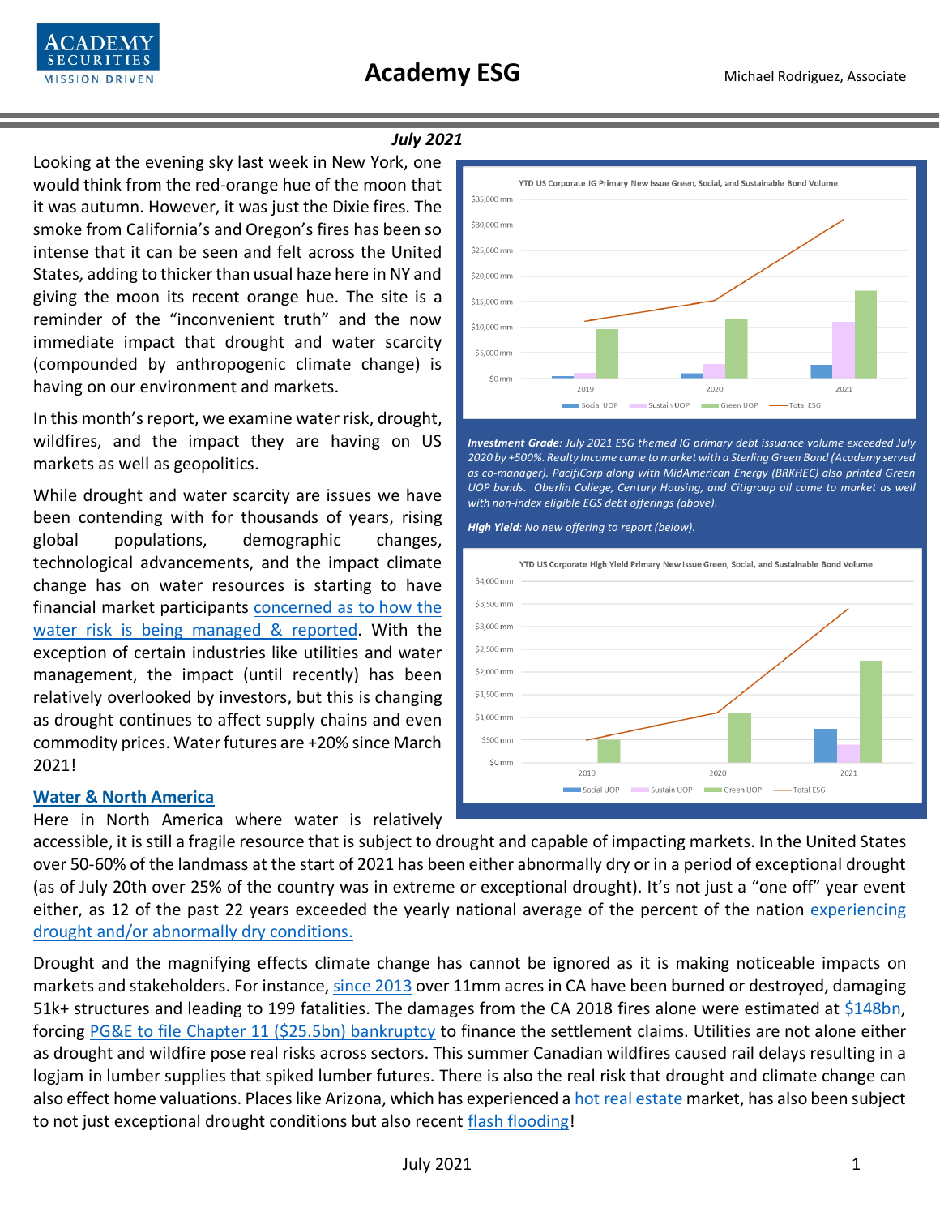# Academy ESG

Michael Rodriguez, Associate

***July 2021***

Looking at the evening sky last week in New York, one would think from the red-orange hue of the moon that it was autumn. However, it was just the Dixie fires. The smoke from California's and Oregon's fires has been so intense that it can be seen and felt across the United States, adding to thicker than usual haze here in NY and giving the moon its recent orange hue. The site is a reminder of the "inconvenient truth" and the now immediate impact that drought and water scarcity (compounded by anthropogenic climate change) is having on our environment and markets.

In this month's report, we examine water risk, drought, wildfires, and the impact they are having on US markets as well as geopolitics.

While drought and water scarcity are issues we have been contending with for thousands of years, rising global populations, demographic changes, technological advancements, and the impact climate change has on water resources is starting to have financial market participants concerned as to how the water risk is being managed & reported. With the exception of certain industries like utilities and water management, the impact (until recently) has been relatively overlooked by investors, but this is changing as drought continues to affect supply chains and even commodity prices. Water futures are +20% since March 2021!

YTD US Corporate IG Primary New Issue Green, Social, and Sustainable Bond Volume

*__Investment Grade__: July 2021 ESG themed IG primary debt issuance volume exceeded July 2020 by +500%. Realty Income came to market with a Sterling Green Bond (Academy served as co-manager). PacifiCorp along with MidAmerican Energy (BRKHEC) also printed Green UOP bonds. Oberlin College, Century Housing, and Citigroup all came to market as well with non-index eligible EGS debt offerings (above).*

*__High Yield__: No new offering to report (below).*

YTD US Corporate High Yield Primary New Issue Green, Social, and Sustainable Bond Volume

## Water & North America

Here in North America where water is relatively accessible, it is still a fragile resource that is subject to drought and capable of impacting markets. In the United States over 50-60% of the landmass at the start of 2021 has been either abnormally dry or in a period of exceptional drought (as of July 20th over 25% of the country was in extreme or exceptional drought). It's not just a "one off" year event either, as 12 of the past 22 years exceeded the yearly national average of the percent of the nation experiencing drought and/or abnormally dry conditions.

Drought and the magnifying effects climate change has cannot be ignored as it is making noticeable impacts on markets and stakeholders. For instance, since 2013 over 11mm acres in CA have been burned or destroyed, damaging 51k+ structures and leading to 199 fatalities. The damages from the CA 2018 fires alone were estimated at $148bn, forcing PG&E to file Chapter 11 ($25.5bn) bankruptcy to finance the settlement claims. Utilities are not alone either as drought and wildfire pose real risks across sectors. This summer Canadian wildfires caused rail delays resulting in a logjam in lumber supplies that spiked lumber futures. There is also the real risk that drought and climate change can also effect home valuations. Places like Arizona, which has experienced a hot real estate market, has also been subject to not just exceptional drought conditions but also recent flash flooding!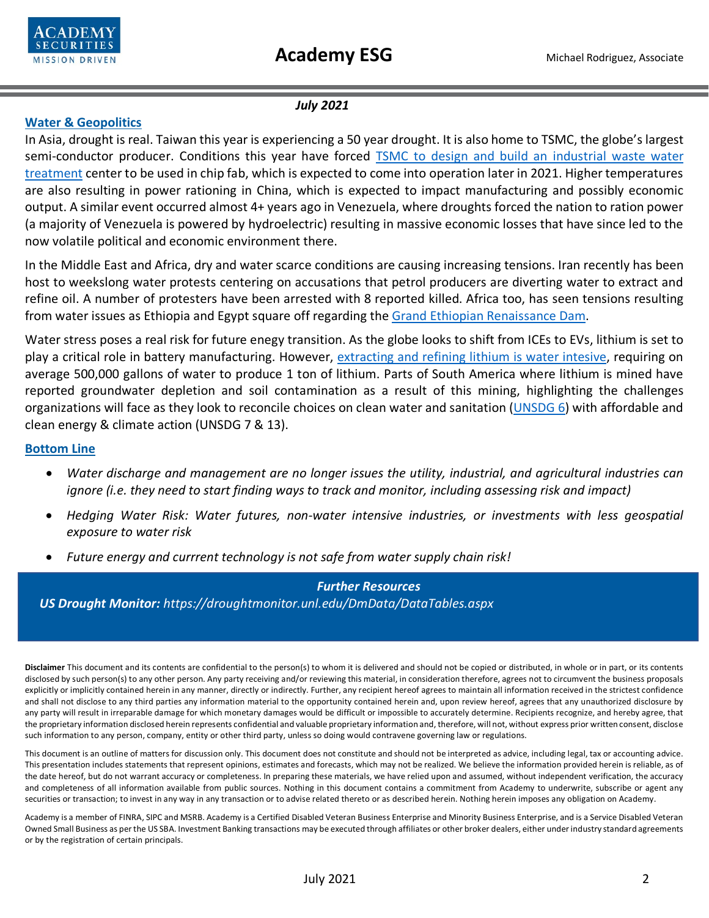## July 2021

### Water & Geopolitics

In Asia, drought is real. Taiwan this year is experiencing a 50 year drought. It is also home to TSMC, the globe's largest semi-conductor producer. Conditions this year have forced TSMC to design and build an industrial waste water treatment center to be used in chip fab, which is expected to come into operation later in 2021. Higher temperatures are also resulting in power rationing in China, which is expected to impact manufacturing and possibly economic output. A similar event occurred almost 4+ years ago in Venezuela, where droughts forced the nation to ration power (a majority of Venezuela is powered by hydroelectric) resulting in massive economic losses that have since led to the now volatile political and economic environment there.

In the Middle East and Africa, dry and water scarce conditions are causing increasing tensions. Iran recently has been host to weekslong water protests centering on accusations that petrol producers are diverting water to extract and refine oil. A number of protesters have been arrested with 8 reported killed. Africa too, has seen tensions resulting from water issues as Ethiopia and Egypt square off regarding the Grand Ethiopian Renaissance Dam.

Water stress poses a real risk for future enegy transition. As the globe looks to shift from ICEs to EVs, lithium is set to play a critical role in battery manufacturing. However, extracting and refining lithium is water intesive, requiring on average 500,000 gallons of water to produce 1 ton of lithium. Parts of South America where lithium is mined have reported groundwater depletion and soil contamination as a result of this mining, highlighting the challenges organizations will face as they look to reconcile choices on clean water and sanitation (UNSDG 6) with affordable and clean energy & climate action (UNSDG 7 & 13).

### Bottom Line

- *Water discharge and management are no longer issues the utility, industrial, and agricultural industries can ignore (i.e. they need to start finding ways to track and monitor, including assessing risk and impact)*
- *Hedging Water Risk: Water futures, non-water intensive industries, or investments with less geospatial exposure to water risk*
- *Future energy and currrent technology is not safe from water supply chain risk!*

***Further Resources***

***US Drought Monitor:*** *https://droughtmonitor.unl.edu/DmData/DataTables.aspx*

**Disclaimer** This document and its contents are confidential to the person(s) to whom it is delivered and should not be copied or distributed, in whole or in part, or its contents disclosed by such person(s) to any other person. Any party receiving and/or reviewing this material, in consideration therefore, agrees not to circumvent the business proposals explicitly or implicitly contained herein in any manner, directly or indirectly. Further, any recipient hereof agrees to maintain all information received in the strictest confidence and shall not disclose to any third parties any information material to the opportunity contained herein and, upon review hereof, agrees that any unauthorized disclosure by any party will result in irreparable damage for which monetary damages would be difficult or impossible to accurately determine. Recipients recognize, and hereby agree, that the proprietary information disclosed herein represents confidential and valuable proprietary information and, therefore, will not, without express prior written consent, disclose such information to any person, company, entity or other third party, unless so doing would contravene governing law or regulations.

This document is an outline of matters for discussion only. This document does not constitute and should not be interpreted as advice, including legal, tax or accounting advice. This presentation includes statements that represent opinions, estimates and forecasts, which may not be realized. We believe the information provided herein is reliable, as of the date hereof, but do not warrant accuracy or completeness. In preparing these materials, we have relied upon and assumed, without independent verification, the accuracy and completeness of all information available from public sources. Nothing in this document contains a commitment from Academy to underwrite, subscribe or agent any securities or transaction; to invest in any way in any transaction or to advise related thereto or as described herein. Nothing herein imposes any obligation on Academy.

Academy is a member of FINRA, SIPC and MSRB. Academy is a Certified Disabled Veteran Business Enterprise and Minority Business Enterprise, and is a Service Disabled Veteran Owned Small Business as per the US SBA. Investment Banking transactions may be executed through affiliates or other broker dealers, either under industry standard agreements or by the registration of certain principals.